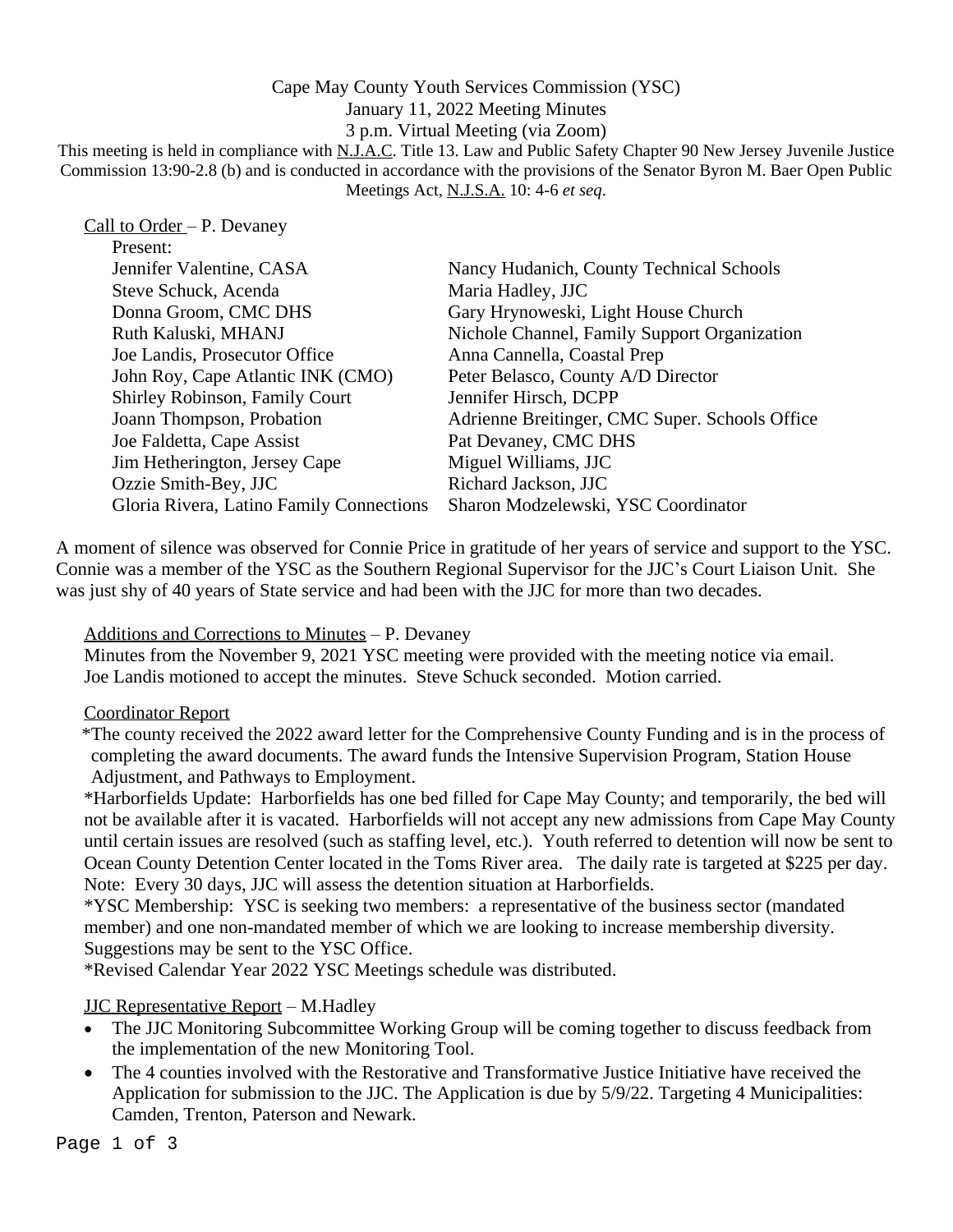Cape May County Youth Services Commission (YSC)
January 11, 2022 Meeting Minutes
3 p.m. Virtual Meeting (via Zoom)

This meeting is held in compliance with N.J.A.C. Title 13. Law and Public Safety Chapter 90 New Jersey Juvenile Justice Commission 13:90-2.8 (b) and is conducted in accordance with the provisions of the Senator Byron M. Baer Open Public Meetings Act, N.J.S.A. 10: 4-6 *et seq*.

Call to Order – P. Devaney

Present:

| | |
|---|---|
| Jennifer Valentine, CASA | Nancy Hudanich, County Technical Schools |
| Steve Schuck, Acenda | Maria Hadley, JJC |
| Donna Groom, CMC DHS | Gary Hrynoweski, Light House Church |
| Ruth Kaluski, MHANJ | Nichole Channel, Family Support Organization |
| Joe Landis, Prosecutor Office | Anna Cannella, Coastal Prep |
| John Roy, Cape Atlantic INK (CMO) | Peter Belasco, County A/D Director |
| Shirley Robinson, Family Court | Jennifer Hirsch, DCPP |
| Joann Thompson, Probation | Adrienne Breitinger, CMC Super. Schools Office |
| Joe Faldetta, Cape Assist | Pat Devaney, CMC DHS |
| Jim Hetherington, Jersey Cape | Miguel Williams, JJC |
| Ozzie Smith-Bey, JJC | Richard Jackson, JJC |
| Gloria Rivera, Latino Family Connections | Sharon Modzelewski, YSC Coordinator |

A moment of silence was observed for Connie Price in gratitude of her years of service and support to the YSC. Connie was a member of the YSC as the Southern Regional Supervisor for the JJC's Court Liaison Unit. She was just shy of 40 years of State service and had been with the JJC for more than two decades.

Additions and Corrections to Minutes – P. Devaney

Minutes from the November 9, 2021 YSC meeting were provided with the meeting notice via email. Joe Landis motioned to accept the minutes. Steve Schuck seconded. Motion carried.

Coordinator Report

*The county received the 2022 award letter for the Comprehensive County Funding and is in the process of completing the award documents. The award funds the Intensive Supervision Program, Station House Adjustment, and Pathways to Employment.

*Harborfields Update: Harborfields has one bed filled for Cape May County; and temporarily, the bed will not be available after it is vacated. Harborfields will not accept any new admissions from Cape May County until certain issues are resolved (such as staffing level, etc.). Youth referred to detention will now be sent to Ocean County Detention Center located in the Toms River area. The daily rate is targeted at $225 per day. Note: Every 30 days, JJC will assess the detention situation at Harborfields.

*YSC Membership: YSC is seeking two members: a representative of the business sector (mandated member) and one non-mandated member of which we are looking to increase membership diversity. Suggestions may be sent to the YSC Office.

*Revised Calendar Year 2022 YSC Meetings schedule was distributed.

JJC Representative Report – M.Hadley

- The JJC Monitoring Subcommittee Working Group will be coming together to discuss feedback from the implementation of the new Monitoring Tool.
- The 4 counties involved with the Restorative and Transformative Justice Initiative have received the Application for submission to the JJC. The Application is due by 5/9/22. Targeting 4 Municipalities: Camden, Trenton, Paterson and Newark.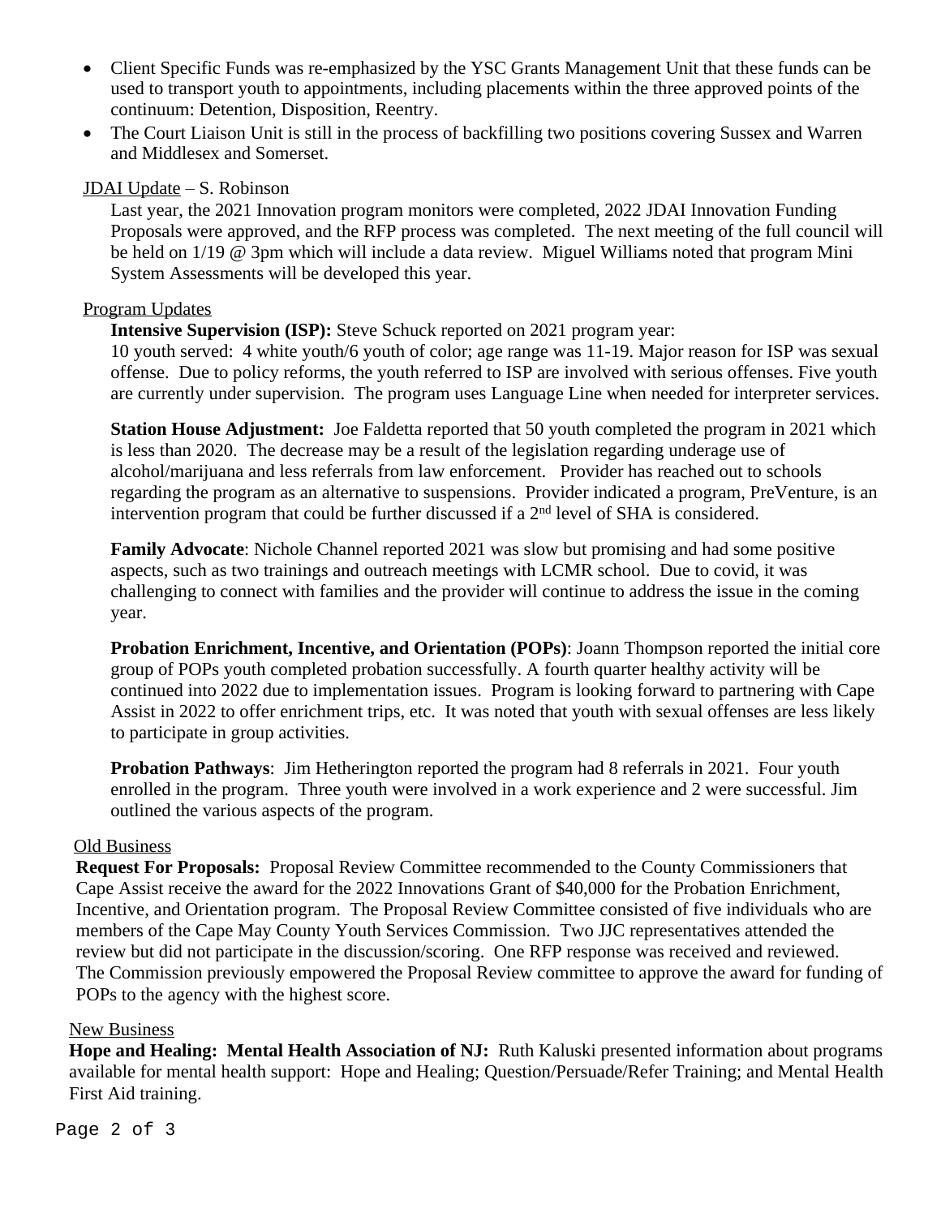- Client Specific Funds was re-emphasized by the YSC Grants Management Unit that these funds can be used to transport youth to appointments, including placements within the three approved points of the continuum: Detention, Disposition, Reentry.
- The Court Liaison Unit is still in the process of backfilling two positions covering Sussex and Warren and Middlesex and Somerset.

JDAI Update – S. Robinson

Last year, the 2021 Innovation program monitors were completed, 2022 JDAI Innovation Funding Proposals were approved, and the RFP process was completed. The next meeting of the full council will be held on 1/19 @ 3pm which will include a data review. Miguel Williams noted that program Mini System Assessments will be developed this year.

Program Updates

**Intensive Supervision (ISP):** Steve Schuck reported on 2021 program year:
10 youth served: 4 white youth/6 youth of color; age range was 11-19. Major reason for ISP was sexual offense. Due to policy reforms, the youth referred to ISP are involved with serious offenses. Five youth are currently under supervision. The program uses Language Line when needed for interpreter services.

**Station House Adjustment:** Joe Faldetta reported that 50 youth completed the program in 2021 which is less than 2020. The decrease may be a result of the legislation regarding underage use of alcohol/marijuana and less referrals from law enforcement. Provider has reached out to schools regarding the program as an alternative to suspensions. Provider indicated a program, PreVenture, is an intervention program that could be further discussed if a 2nd level of SHA is considered.

**Family Advocate**: Nichole Channel reported 2021 was slow but promising and had some positive aspects, such as two trainings and outreach meetings with LCMR school. Due to covid, it was challenging to connect with families and the provider will continue to address the issue in the coming year.

**Probation Enrichment, Incentive, and Orientation (POPs)**: Joann Thompson reported the initial core group of POPs youth completed probation successfully. A fourth quarter healthy activity will be continued into 2022 due to implementation issues. Program is looking forward to partnering with Cape Assist in 2022 to offer enrichment trips, etc. It was noted that youth with sexual offenses are less likely to participate in group activities.

**Probation Pathways**: Jim Hetherington reported the program had 8 referrals in 2021. Four youth enrolled in the program. Three youth were involved in a work experience and 2 were successful. Jim outlined the various aspects of the program.

Old Business

**Request For Proposals:** Proposal Review Committee recommended to the County Commissioners that Cape Assist receive the award for the 2022 Innovations Grant of $40,000 for the Probation Enrichment, Incentive, and Orientation program. The Proposal Review Committee consisted of five individuals who are members of the Cape May County Youth Services Commission. Two JJC representatives attended the review but did not participate in the discussion/scoring. One RFP response was received and reviewed. The Commission previously empowered the Proposal Review committee to approve the award for funding of POPs to the agency with the highest score.

New Business

**Hope and Healing: Mental Health Association of NJ:** Ruth Kaluski presented information about programs available for mental health support: Hope and Healing; Question/Persuade/Refer Training; and Mental Health First Aid training.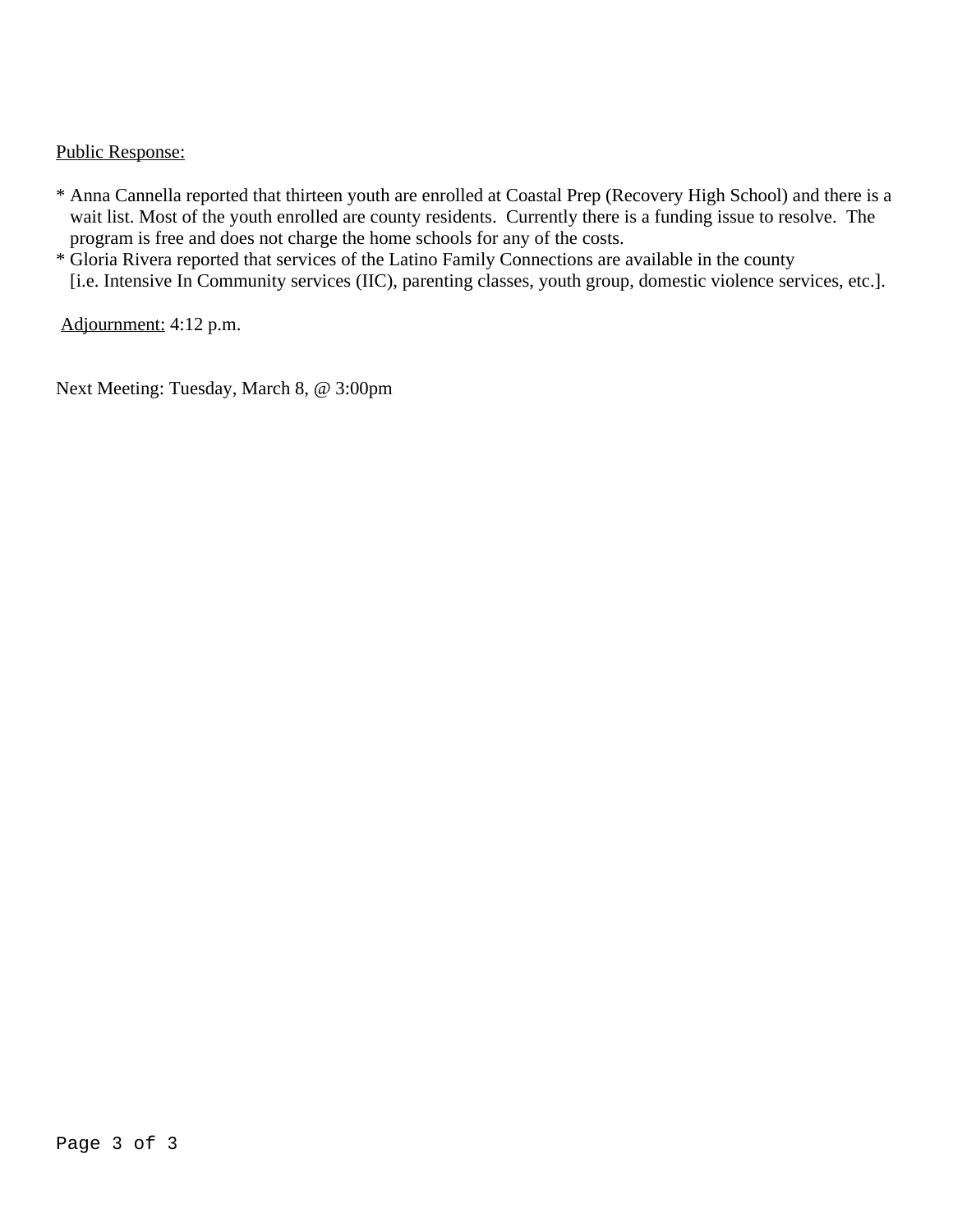<u>Public Response:</u>

* Anna Cannella reported that thirteen youth are enrolled at Coastal Prep (Recovery High School) and there is a wait list. Most of the youth enrolled are county residents. Currently there is a funding issue to resolve. The program is free and does not charge the home schools for any of the costs.
* Gloria Rivera reported that services of the Latino Family Connections are available in the county [i.e. Intensive In Community services (IIC), parenting classes, youth group, domestic violence services, etc.].

<u>Adjournment:</u> 4:12 p.m.

Next Meeting: Tuesday, March 8, @ 3:00pm